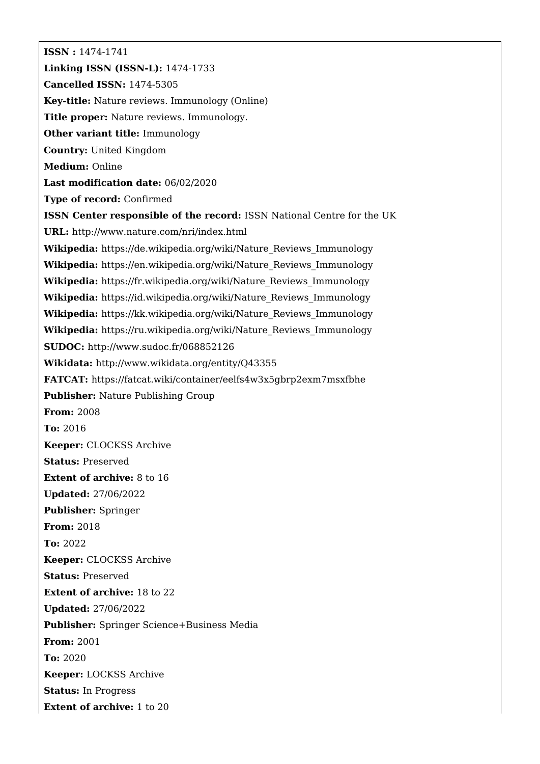**ISSN :** 1474-1741

**Linking ISSN (ISSN-L):** 1474-1733

**Cancelled ISSN:** 1474-5305

**Key-title:** Nature reviews. Immunology (Online)

**Title proper:** Nature reviews. Immunology.

**Other variant title:** Immunology

**Country:** United Kingdom

**Medium:** Online

**Last modification date:** 06/02/2020

**Type of record:** Confirmed

**ISSN Center responsible of the record:** ISSN National Centre for the UK

**URL:** http://www.nature.com/nri/index.html

**Wikipedia:** https://de.wikipedia.org/wiki/Nature_Reviews_Immunology

**Wikipedia:** https://en.wikipedia.org/wiki/Nature_Reviews_Immunology

**Wikipedia:** https://fr.wikipedia.org/wiki/Nature_Reviews_Immunology

**Wikipedia:** https://id.wikipedia.org/wiki/Nature_Reviews_Immunology

**Wikipedia:** https://kk.wikipedia.org/wiki/Nature_Reviews_Immunology

**Wikipedia:** https://ru.wikipedia.org/wiki/Nature_Reviews_Immunology

**SUDOC:** http://www.sudoc.fr/068852126

**Wikidata:** http://www.wikidata.org/entity/Q43355

**FATCAT:** https://fatcat.wiki/container/eelfs4w3x5gbrp2exm7msxfbhe

**Publisher:** Nature Publishing Group

**From:** 2008

**To:** 2016

**Keeper:** CLOCKSS Archive

**Status:** Preserved

**Extent of archive:** 8 to 16

**Updated:** 27/06/2022

**Publisher:** Springer

**From:** 2018

**To:** 2022

**Keeper:** CLOCKSS Archive

**Status:** Preserved

**Extent of archive:** 18 to 22

**Updated:** 27/06/2022

**Publisher:** Springer Science+Business Media

**From:** 2001

**To:** 2020

**Keeper:** LOCKSS Archive

**Status:** In Progress

**Extent of archive:** 1 to 20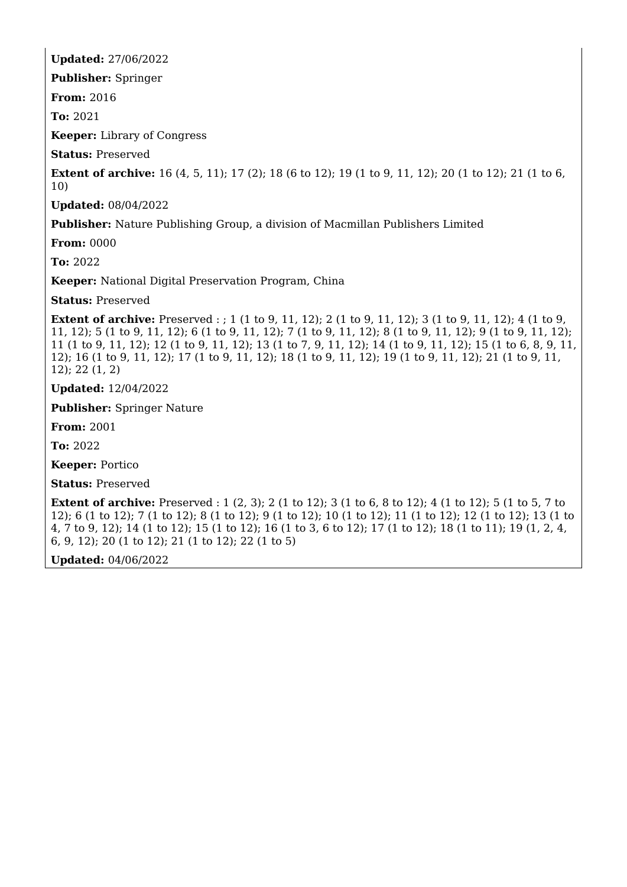**Updated:** 27/06/2022

**Publisher:** Springer

**From:** 2016

**To:** 2021

**Keeper:** Library of Congress

**Status:** Preserved

**Extent of archive:** 16 (4, 5, 11); 17 (2); 18 (6 to 12); 19 (1 to 9, 11, 12); 20 (1 to 12); 21 (1 to 6, 10)

**Updated:** 08/04/2022

**Publisher:** Nature Publishing Group, a division of Macmillan Publishers Limited

**From:** 0000

**To:** 2022

**Keeper:** National Digital Preservation Program, China

**Status:** Preserved

**Extent of archive:** Preserved : ; 1 (1 to 9, 11, 12); 2 (1 to 9, 11, 12); 3 (1 to 9, 11, 12); 4 (1 to 9, 11, 12); 5 (1 to 9, 11, 12); 6 (1 to 9, 11, 12); 7 (1 to 9, 11, 12); 8 (1 to 9, 11, 12); 9 (1 to 9, 11, 12); 11 (1 to 9, 11, 12); 12 (1 to 9, 11, 12); 13 (1 to 7, 9, 11, 12); 14 (1 to 9, 11, 12); 15 (1 to 6, 8, 9, 11, 12); 16 (1 to 9, 11, 12); 17 (1 to 9, 11, 12); 18 (1 to 9, 11, 12); 19 (1 to 9, 11, 12); 21 (1 to 9, 11, 12); 22 (1, 2)

**Updated:** 12/04/2022

**Publisher:** Springer Nature

**From:** 2001

**To:** 2022

**Keeper:** Portico

**Status:** Preserved

**Extent of archive:** Preserved : 1 (2, 3); 2 (1 to 12); 3 (1 to 6, 8 to 12); 4 (1 to 12); 5 (1 to 5, 7 to 12); 6 (1 to 12); 7 (1 to 12); 8 (1 to 12); 9 (1 to 12); 10 (1 to 12); 11 (1 to 12); 12 (1 to 12); 13 (1 to 4, 7 to 9, 12); 14 (1 to 12); 15 (1 to 12); 16 (1 to 3, 6 to 12); 17 (1 to 12); 18 (1 to 11); 19 (1, 2, 4, 6, 9, 12); 20 (1 to 12); 21 (1 to 12); 22 (1 to 5)

**Updated:** 04/06/2022